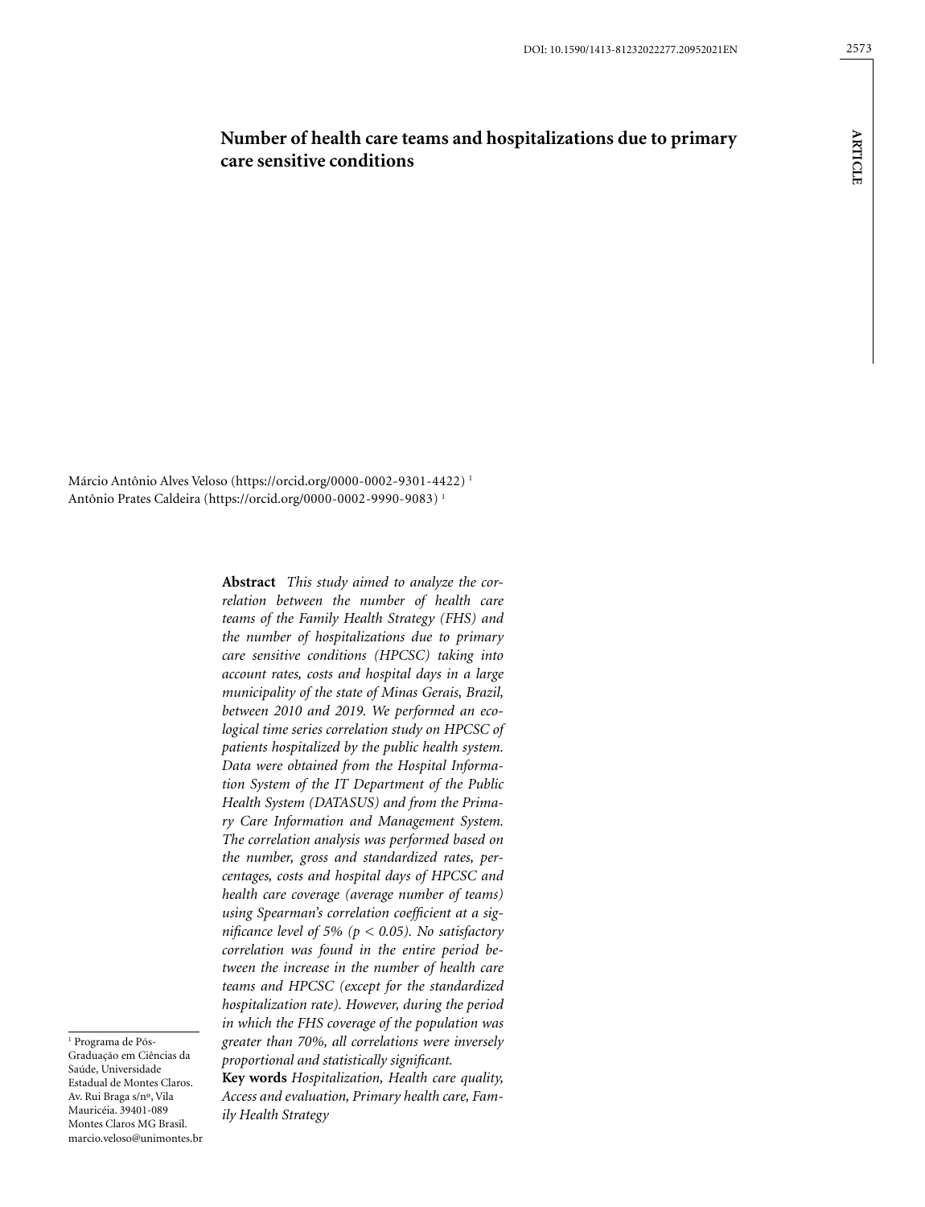DOI: 10.1590/1413-81232022277.20952021EN

ARTICLE

# Number of health care teams and hospitalizations due to primary care sensitive conditions

Márcio Antônio Alves Veloso (https://orcid.org/0000-0002-9301-4422) [1]
Antônio Prates Caldeira (https://orcid.org/0000-0002-9990-9083) [1]

**Abstract** *This study aimed to analyze the correlation between the number of health care teams of the Family Health Strategy (FHS) and the number of hospitalizations due to primary care sensitive conditions (HPCSC) taking into account rates, costs and hospital days in a large municipality of the state of Minas Gerais, Brazil, between 2010 and 2019. We performed an ecological time series correlation study on HPCSC of patients hospitalized by the public health system. Data were obtained from the Hospital Information System of the IT Department of the Public Health System (DATASUS) and from the Primary Care Information and Management System. The correlation analysis was performed based on the number, gross and standardized rates, percentages, costs and hospital days of HPCSC and health care coverage (average number of teams) using Spearman's correlation coefficient at a significance level of 5% ($p < 0.05$). No satisfactory correlation was found in the entire period between the increase in the number of health care teams and HPCSC (except for the standardized hospitalization rate). However, during the period in which the FHS coverage of the population was greater than 70%, all correlations were inversely proportional and statistically significant.*

**Key words** *Hospitalization, Health care quality, Access and evaluation, Primary health care, Family Health Strategy*

[1] Programa de Pós-Graduação em Ciências da Saúde, Universidade Estadual de Montes Claros. Av. Rui Braga s/nº, Vila Mauricéia. 39401-089 Montes Claros MG Brasil. marcio.veloso@unimontes.br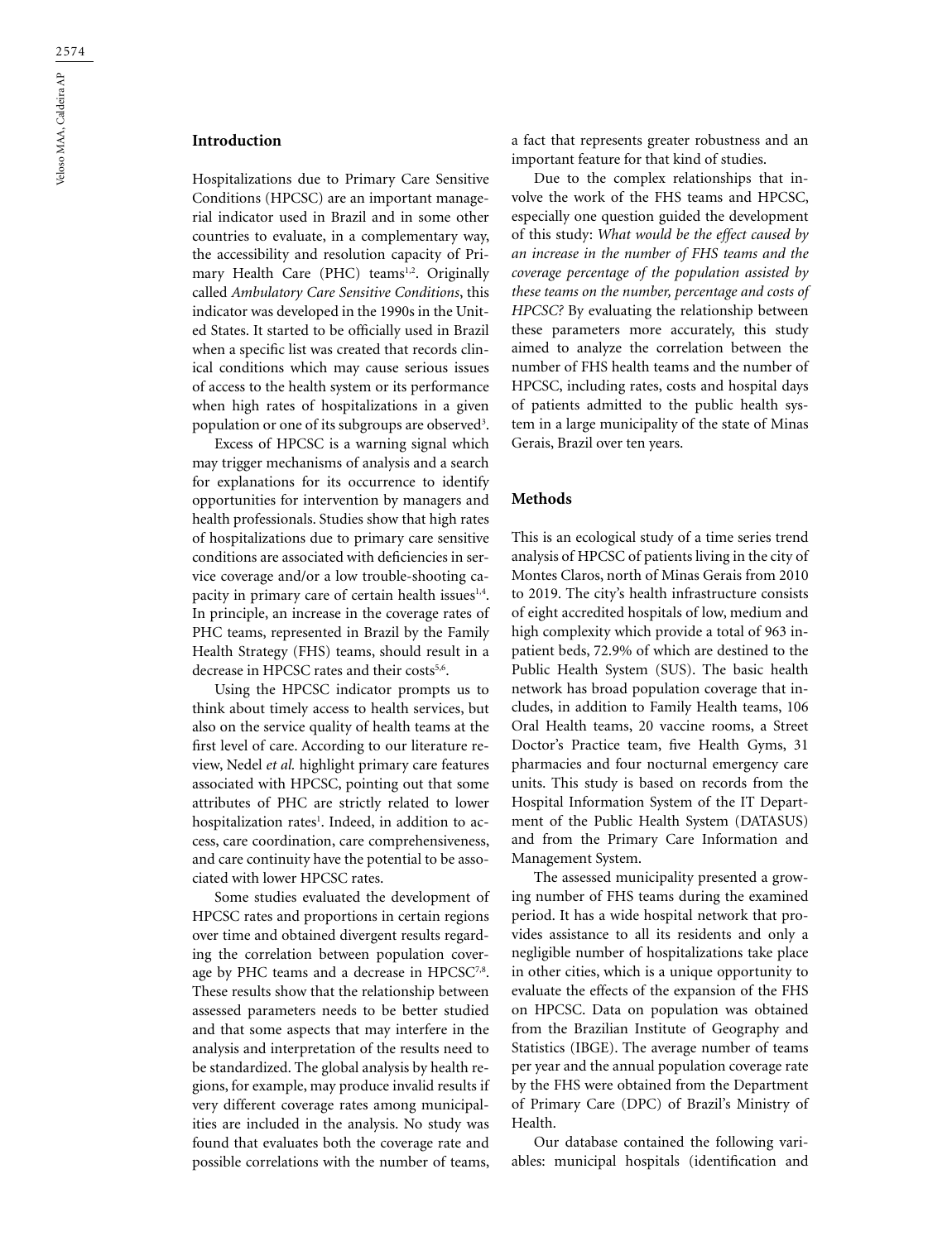## Introduction

Hospitalizations due to Primary Care Sensitive Conditions (HPCSC) are an important managerial indicator used in Brazil and in some other countries to evaluate, in a complementary way, the accessibility and resolution capacity of Primary Health Care (PHC) teams[1,2]. Originally called *Ambulatory Care Sensitive Conditions*, this indicator was developed in the 1990s in the United States. It started to be officially used in Brazil when a specific list was created that records clinical conditions which may cause serious issues of access to the health system or its performance when high rates of hospitalizations in a given population or one of its subgroups are observed[3].

Excess of HPCSC is a warning signal which may trigger mechanisms of analysis and a search for explanations for its occurrence to identify opportunities for intervention by managers and health professionals. Studies show that high rates of hospitalizations due to primary care sensitive conditions are associated with deficiencies in service coverage and/or a low trouble-shooting capacity in primary care of certain health issues[1,4]. In principle, an increase in the coverage rates of PHC teams, represented in Brazil by the Family Health Strategy (FHS) teams, should result in a decrease in HPCSC rates and their costs[5,6].

Using the HPCSC indicator prompts us to think about timely access to health services, but also on the service quality of health teams at the first level of care. According to our literature review, Nedel *et al.* highlight primary care features associated with HPCSC, pointing out that some attributes of PHC are strictly related to lower hospitalization rates[1]. Indeed, in addition to access, care coordination, care comprehensiveness, and care continuity have the potential to be associated with lower HPCSC rates.

Some studies evaluated the development of HPCSC rates and proportions in certain regions over time and obtained divergent results regarding the correlation between population coverage by PHC teams and a decrease in HPCSC[7,8]. These results show that the relationship between assessed parameters needs to be better studied and that some aspects that may interfere in the analysis and interpretation of the results need to be standardized. The global analysis by health regions, for example, may produce invalid results if very different coverage rates among municipalities are included in the analysis. No study was found that evaluates both the coverage rate and possible correlations with the number of teams, a fact that represents greater robustness and an important feature for that kind of studies.

Due to the complex relationships that involve the work of the FHS teams and HPCSC, especially one question guided the development of this study: *What would be the effect caused by an increase in the number of FHS teams and the coverage percentage of the population assisted by these teams on the number, percentage and costs of HPCSC?* By evaluating the relationship between these parameters more accurately, this study aimed to analyze the correlation between the number of FHS health teams and the number of HPCSC, including rates, costs and hospital days of patients admitted to the public health system in a large municipality of the state of Minas Gerais, Brazil over ten years.

## Methods

This is an ecological study of a time series trend analysis of HPCSC of patients living in the city of Montes Claros, north of Minas Gerais from 2010 to 2019. The city's health infrastructure consists of eight accredited hospitals of low, medium and high complexity which provide a total of 963 inpatient beds, 72.9% of which are destined to the Public Health System (SUS). The basic health network has broad population coverage that includes, in addition to Family Health teams, 106 Oral Health teams, 20 vaccine rooms, a Street Doctor's Practice team, five Health Gyms, 31 pharmacies and four nocturnal emergency care units. This study is based on records from the Hospital Information System of the IT Department of the Public Health System (DATASUS) and from the Primary Care Information and Management System.

The assessed municipality presented a growing number of FHS teams during the examined period. It has a wide hospital network that provides assistance to all its residents and only a negligible number of hospitalizations take place in other cities, which is a unique opportunity to evaluate the effects of the expansion of the FHS on HPCSC. Data on population was obtained from the Brazilian Institute of Geography and Statistics (IBGE). The average number of teams per year and the annual population coverage rate by the FHS were obtained from the Department of Primary Care (DPC) of Brazil's Ministry of Health.

Our database contained the following variables: municipal hospitals (identification and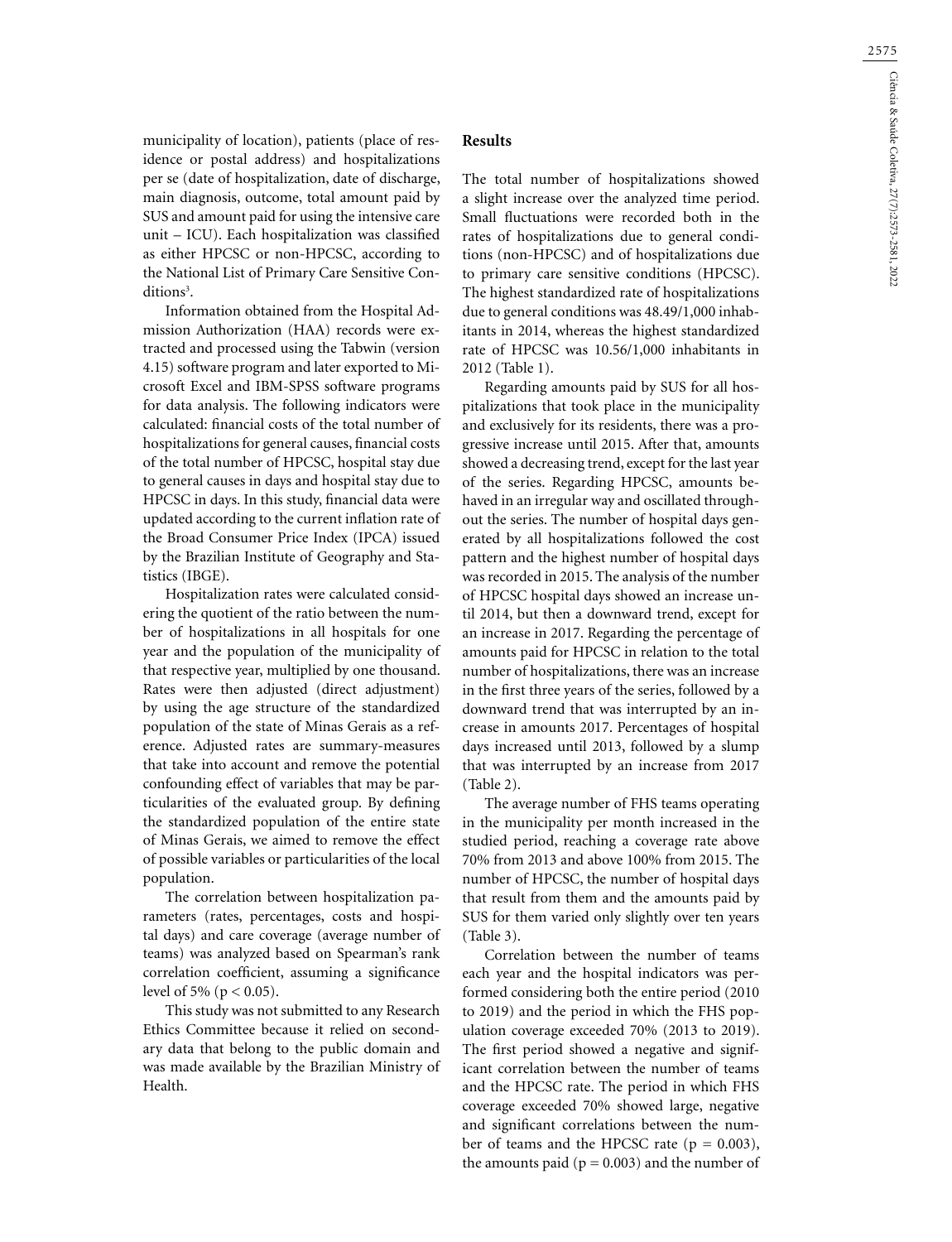municipality of location), patients (place of residence or postal address) and hospitalizations per se (date of hospitalization, date of discharge, main diagnosis, outcome, total amount paid by SUS and amount paid for using the intensive care unit – ICU). Each hospitalization was classified as either HPCSC or non-HPCSC, according to the National List of Primary Care Sensitive Conditions[3].

Information obtained from the Hospital Admission Authorization (HAA) records were extracted and processed using the Tabwin (version 4.15) software program and later exported to Microsoft Excel and IBM-SPSS software programs for data analysis. The following indicators were calculated: financial costs of the total number of hospitalizations for general causes, financial costs of the total number of HPCSC, hospital stay due to general causes in days and hospital stay due to HPCSC in days. In this study, financial data were updated according to the current inflation rate of the Broad Consumer Price Index (IPCA) issued by the Brazilian Institute of Geography and Statistics (IBGE).

Hospitalization rates were calculated considering the quotient of the ratio between the number of hospitalizations in all hospitals for one year and the population of the municipality of that respective year, multiplied by one thousand. Rates were then adjusted (direct adjustment) by using the age structure of the standardized population of the state of Minas Gerais as a reference. Adjusted rates are summary-measures that take into account and remove the potential confounding effect of variables that may be particularities of the evaluated group. By defining the standardized population of the entire state of Minas Gerais, we aimed to remove the effect of possible variables or particularities of the local population.

The correlation between hospitalization parameters (rates, percentages, costs and hospital days) and care coverage (average number of teams) was analyzed based on Spearman's rank correlation coefficient, assuming a significance level of 5% ($p < 0.05$).

This study was not submitted to any Research Ethics Committee because it relied on secondary data that belong to the public domain and was made available by the Brazilian Ministry of Health.

## Results

The total number of hospitalizations showed a slight increase over the analyzed time period. Small fluctuations were recorded both in the rates of hospitalizations due to general conditions (non-HPCSC) and of hospitalizations due to primary care sensitive conditions (HPCSC). The highest standardized rate of hospitalizations due to general conditions was 48.49/1,000 inhabitants in 2014, whereas the highest standardized rate of HPCSC was 10.56/1,000 inhabitants in 2012 (Table 1).

Regarding amounts paid by SUS for all hospitalizations that took place in the municipality and exclusively for its residents, there was a progressive increase until 2015. After that, amounts showed a decreasing trend, except for the last year of the series. Regarding HPCSC, amounts behaved in an irregular way and oscillated throughout the series. The number of hospital days generated by all hospitalizations followed the cost pattern and the highest number of hospital days was recorded in 2015. The analysis of the number of HPCSC hospital days showed an increase until 2014, but then a downward trend, except for an increase in 2017. Regarding the percentage of amounts paid for HPCSC in relation to the total number of hospitalizations, there was an increase in the first three years of the series, followed by a downward trend that was interrupted by an increase in amounts 2017. Percentages of hospital days increased until 2013, followed by a slump that was interrupted by an increase from 2017 (Table 2).

The average number of FHS teams operating in the municipality per month increased in the studied period, reaching a coverage rate above 70% from 2013 and above 100% from 2015. The number of HPCSC, the number of hospital days that result from them and the amounts paid by SUS for them varied only slightly over ten years (Table 3).

Correlation between the number of teams each year and the hospital indicators was performed considering both the entire period (2010 to 2019) and the period in which the FHS population coverage exceeded 70% (2013 to 2019). The first period showed a negative and significant correlation between the number of teams and the HPCSC rate. The period in which FHS coverage exceeded 70% showed large, negative and significant correlations between the number of teams and the HPCSC rate ($p = 0.003$), the amounts paid ($p = 0.003$) and the number of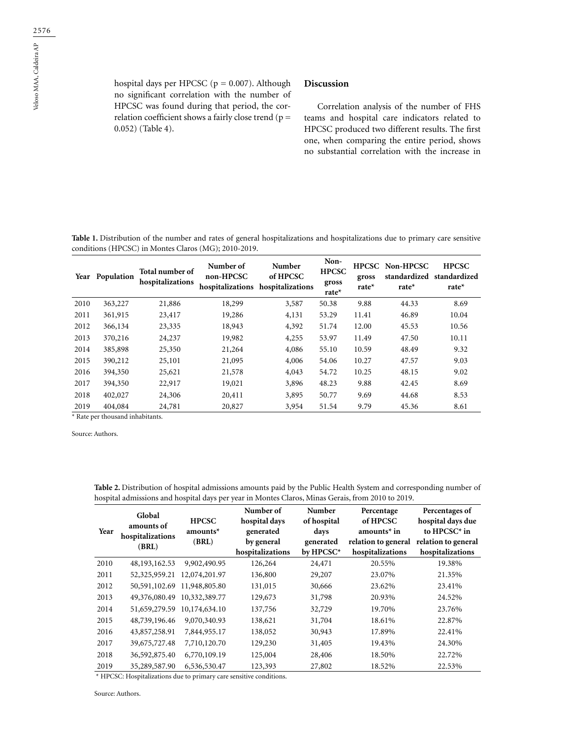hospital days per HPCSC (p = 0.007). Although no significant correlation with the number of HPCSC was found during that period, the correlation coefficient shows a fairly close trend (p = 0.052) (Table 4).

## Discussion

Correlation analysis of the number of FHS teams and hospital care indicators related to HPCSC produced two different results. The first one, when comparing the entire period, shows no substantial correlation with the increase in

**Table 1.** Distribution of the number and rates of general hospitalizations and hospitalizations due to primary care sensitive conditions (HPCSC) in Montes Claros (MG); 2010-2019.

| Year | Population | Total number of hospitalizations | Number of non-HPCSC hospitalizations | Number of HPCSC hospitalizations | Non-HPCSC gross rate* | HPCSC gross rate* | Non-HPCSC standardized rate* | HPCSC standardized rate* |
|---|---|---|---|---|---|---|---|---|
| 2010 | 363,227 | 21,886 | 18,299 | 3,587 | 50.38 | 9.88 | 44.33 | 8.69 |
| 2011 | 361,915 | 23,417 | 19,286 | 4,131 | 53.29 | 11.41 | 46.89 | 10.04 |
| 2012 | 366,134 | 23,335 | 18,943 | 4,392 | 51.74 | 12.00 | 45.53 | 10.56 |
| 2013 | 370,216 | 24,237 | 19,982 | 4,255 | 53.97 | 11.49 | 47.50 | 10.11 |
| 2014 | 385,898 | 25,350 | 21,264 | 4,086 | 55.10 | 10.59 | 48.49 | 9.32 |
| 2015 | 390,212 | 25,101 | 21,095 | 4,006 | 54.06 | 10.27 | 47.57 | 9.03 |
| 2016 | 394,350 | 25,621 | 21,578 | 4,043 | 54.72 | 10.25 | 48.15 | 9.02 |
| 2017 | 394,350 | 22,917 | 19,021 | 3,896 | 48.23 | 9.88 | 42.45 | 8.69 |
| 2018 | 402,027 | 24,306 | 20,411 | 3,895 | 50.77 | 9.69 | 44.68 | 8.53 |
| 2019 | 404,084 | 24,781 | 20,827 | 3,954 | 51.54 | 9.79 | 45.36 | 8.61 |

* Rate per thousand inhabitants.

Source: Authors.

**Table 2.** Distribution of hospital admissions amounts paid by the Public Health System and corresponding number of hospital admissions and hospital days per year in Montes Claros, Minas Gerais, from 2010 to 2019.

| Year | Global amounts of hospitalizations (BRL) | HPCSC amounts* (BRL) | Number of hospital days generated by general hospitalizations | Number of hospital days generated by HPCSC* | Percentage of HPCSC amounts* in relation to general hospitalizations | Percentages of hospital days due to HPCSC* in relation to general hospitalizations |
|---|---|---|---|---|---|---|
| 2010 | 48,193,162.53 | 9,902,490.95 | 126,264 | 24,471 | 20.55% | 19.38% |
| 2011 | 52,325,959.21 | 12,074,201.97 | 136,800 | 29,207 | 23.07% | 21.35% |
| 2012 | 50,591,102.69 | 11,948,805.80 | 131,015 | 30,666 | 23.62% | 23.41% |
| 2013 | 49,376,080.49 | 10,332,389.77 | 129,673 | 31,798 | 20.93% | 24.52% |
| 2014 | 51,659,279.59 | 10,174,634.10 | 137,756 | 32,729 | 19.70% | 23.76% |
| 2015 | 48,739,196.46 | 9,070,340.93 | 138,621 | 31,704 | 18.61% | 22.87% |
| 2016 | 43,857,258.91 | 7,844,955.17 | 138,052 | 30,943 | 17.89% | 22.41% |
| 2017 | 39,675,727.48 | 7,710,120.70 | 129,230 | 31,405 | 19.43% | 24.30% |
| 2018 | 36,592,875.40 | 6,770,109.19 | 125,004 | 28,406 | 18.50% | 22.72% |
| 2019 | 35,289,587.90 | 6,536,530.47 | 123,393 | 27,802 | 18.52% | 22.53% |

* HPCSC: Hospitalizations due to primary care sensitive conditions.

Source: Authors.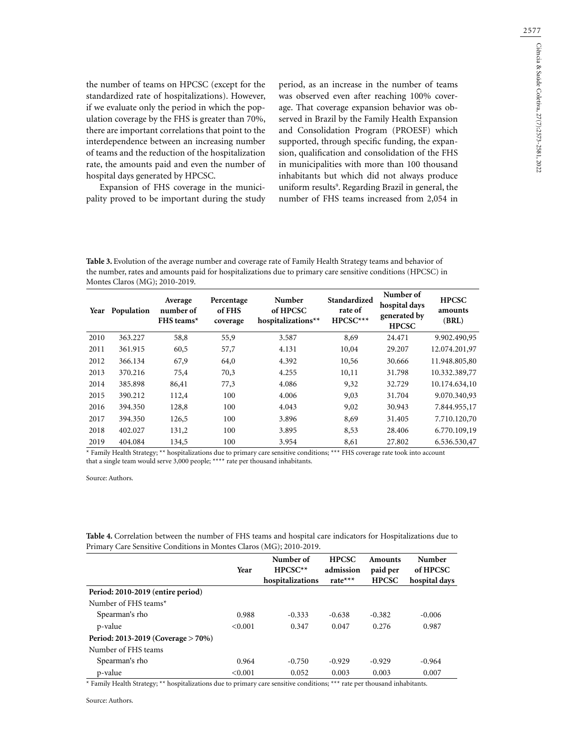the number of teams on HPCSC (except for the standardized rate of hospitalizations). However, if we evaluate only the period in which the population coverage by the FHS is greater than 70%, there are important correlations that point to the interdependence between an increasing number of teams and the reduction of the hospitalization rate, the amounts paid and even the number of hospital days generated by HPCSC.

Expansion of FHS coverage in the municipality proved to be important during the study period, as an increase in the number of teams was observed even after reaching 100% coverage. That coverage expansion behavior was observed in Brazil by the Family Health Expansion and Consolidation Program (PROESF) which supported, through specific funding, the expansion, qualification and consolidation of the FHS in municipalities with more than 100 thousand inhabitants but which did not always produce uniform results[9]. Regarding Brazil in general, the number of FHS teams increased from 2,054 in

**Table 3.** Evolution of the average number and coverage rate of Family Health Strategy teams and behavior of the number, rates and amounts paid for hospitalizations due to primary care sensitive conditions (HPCSC) in Montes Claros (MG); 2010-2019.

| Year | Population | Average number of FHS teams* | Percentage of FHS coverage | Number of HPCSC hospitalizations** | Standardized rate of HPCSC*** | Number of hospital days generated by HPCSC | HPCSC amounts (BRL) |
|---|---|---|---|---|---|---|---|
| 2010 | 363.227 | 58,8 | 55,9 | 3.587 | 8,69 | 24.471 | 9.902.490,95 |
| 2011 | 361.915 | 60,5 | 57,7 | 4.131 | 10,04 | 29.207 | 12.074.201,97 |
| 2012 | 366.134 | 67,9 | 64,0 | 4.392 | 10,56 | 30.666 | 11.948.805,80 |
| 2013 | 370.216 | 75,4 | 70,3 | 4.255 | 10,11 | 31.798 | 10.332.389,77 |
| 2014 | 385.898 | 86,41 | 77,3 | 4.086 | 9,32 | 32.729 | 10.174.634,10 |
| 2015 | 390.212 | 112,4 | 100 | 4.006 | 9,03 | 31.704 | 9.070.340,93 |
| 2016 | 394.350 | 128,8 | 100 | 4.043 | 9,02 | 30.943 | 7.844.955,17 |
| 2017 | 394.350 | 126,5 | 100 | 3.896 | 8,69 | 31.405 | 7.710.120,70 |
| 2018 | 402.027 | 131,2 | 100 | 3.895 | 8,53 | 28.406 | 6.770.109,19 |
| 2019 | 404.084 | 134,5 | 100 | 3.954 | 8,61 | 27.802 | 6.536.530,47 |

\* Family Health Strategy; ** hospitalizations due to primary care sensitive conditions; *** FHS coverage rate took into account that a single team would serve 3,000 people; **** rate per thousand inhabitants.

Source: Authors.

**Table 4.** Correlation between the number of FHS teams and hospital care indicators for Hospitalizations due to Primary Care Sensitive Conditions in Montes Claros (MG); 2010-2019.

| | Year | Number of HPCSC** hospitalizations | HPCSC admission rate*** | Amounts paid per HPCSC | Number of HPCSC hospital days |
|---|---|---|---|---|---|
| **Period: 2010-2019 (entire period)** | | | | | |
| Number of FHS teams* | | | | | |
| Spearman's rho | 0.988 | -0.333 | -0.638 | -0.382 | -0.006 |
| p-value | <0.001 | 0.347 | 0.047 | 0.276 | 0.987 |
| **Period: 2013-2019 (Coverage > 70%)** | | | | | |
| Number of FHS teams | | | | | |
| Spearman's rho | 0.964 | -0.750 | -0.929 | -0.929 | -0.964 |
| p-value | <0.001 | 0.052 | 0.003 | 0.003 | 0.007 |

\* Family Health Strategy; ** hospitalizations due to primary care sensitive conditions; *** rate per thousand inhabitants.

Source: Authors.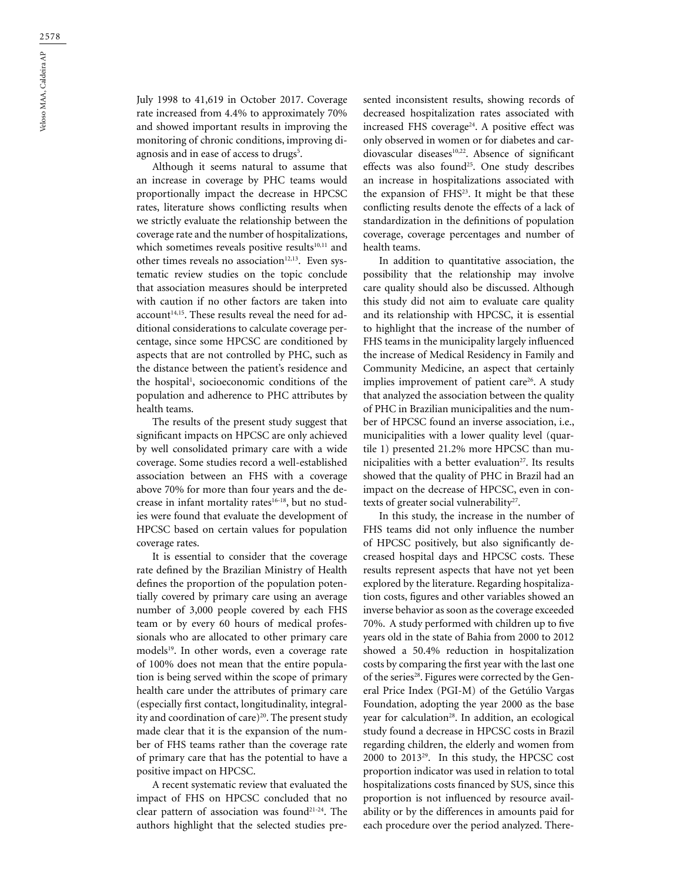July 1998 to 41,619 in October 2017. Coverage rate increased from 4.4% to approximately 70% and showed important results in improving the monitoring of chronic conditions, improving diagnosis and in ease of access to drugs[5].

Although it seems natural to assume that an increase in coverage by PHC teams would proportionally impact the decrease in HPCSC rates, literature shows conflicting results when we strictly evaluate the relationship between the coverage rate and the number of hospitalizations, which sometimes reveals positive results[10,11] and other times reveals no association[12,13]. Even systematic review studies on the topic conclude that association measures should be interpreted with caution if no other factors are taken into account[14,15]. These results reveal the need for additional considerations to calculate coverage percentage, since some HPCSC are conditioned by aspects that are not controlled by PHC, such as the distance between the patient's residence and the hospital[1], socioeconomic conditions of the population and adherence to PHC attributes by health teams.

The results of the present study suggest that significant impacts on HPCSC are only achieved by well consolidated primary care with a wide coverage. Some studies record a well-established association between an FHS with a coverage above 70% for more than four years and the decrease in infant mortality rates[16-18], but no studies were found that evaluate the development of HPCSC based on certain values for population coverage rates.

It is essential to consider that the coverage rate defined by the Brazilian Ministry of Health defines the proportion of the population potentially covered by primary care using an average number of 3,000 people covered by each FHS team or by every 60 hours of medical professionals who are allocated to other primary care models[19]. In other words, even a coverage rate of 100% does not mean that the entire population is being served within the scope of primary health care under the attributes of primary care (especially first contact, longitudinality, integrality and coordination of care)[20]. The present study made clear that it is the expansion of the number of FHS teams rather than the coverage rate of primary care that has the potential to have a positive impact on HPCSC.

A recent systematic review that evaluated the impact of FHS on HPCSC concluded that no clear pattern of association was found[21-24]. The authors highlight that the selected studies presented inconsistent results, showing records of decreased hospitalization rates associated with increased FHS coverage[24]. A positive effect was only observed in women or for diabetes and cardiovascular diseases[10,22]. Absence of significant effects was also found[25]. One study describes an increase in hospitalizations associated with the expansion of FHS[23]. It might be that these conflicting results denote the effects of a lack of standardization in the definitions of population coverage, coverage percentages and number of health teams.

In addition to quantitative association, the possibility that the relationship may involve care quality should also be discussed. Although this study did not aim to evaluate care quality and its relationship with HPCSC, it is essential to highlight that the increase of the number of FHS teams in the municipality largely influenced the increase of Medical Residency in Family and Community Medicine, an aspect that certainly implies improvement of patient care[26]. A study that analyzed the association between the quality of PHC in Brazilian municipalities and the number of HPCSC found an inverse association, i.e., municipalities with a lower quality level (quartile 1) presented 21.2% more HPCSC than municipalities with a better evaluation[27]. Its results showed that the quality of PHC in Brazil had an impact on the decrease of HPCSC, even in contexts of greater social vulnerability[27].

In this study, the increase in the number of FHS teams did not only influence the number of HPCSC positively, but also significantly decreased hospital days and HPCSC costs. These results represent aspects that have not yet been explored by the literature. Regarding hospitalization costs, figures and other variables showed an inverse behavior as soon as the coverage exceeded 70%. A study performed with children up to five years old in the state of Bahia from 2000 to 2012 showed a 50.4% reduction in hospitalization costs by comparing the first year with the last one of the series[28]. Figures were corrected by the General Price Index (PGI-M) of the Getúlio Vargas Foundation, adopting the year 2000 as the base year for calculation[28]. In addition, an ecological study found a decrease in HPCSC costs in Brazil regarding children, the elderly and women from 2000 to 2013[29]. In this study, the HPCSC cost proportion indicator was used in relation to total hospitalizations costs financed by SUS, since this proportion is not influenced by resource availability or by the differences in amounts paid for each procedure over the period analyzed. There-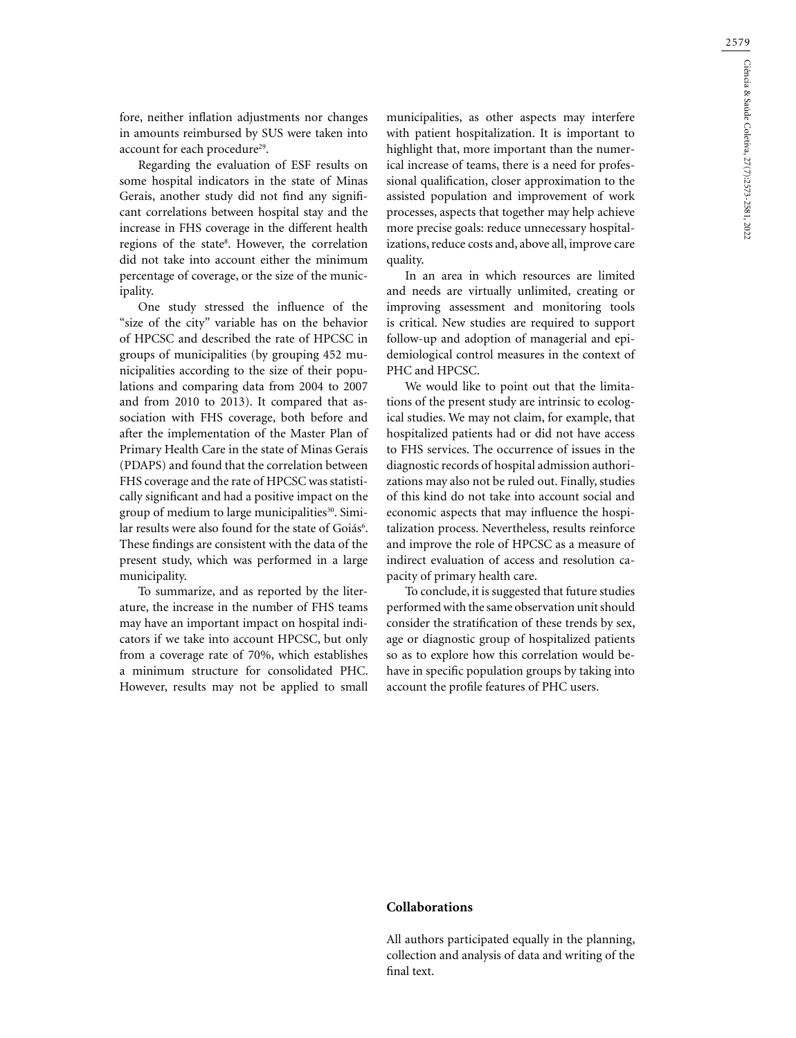fore, neither inflation adjustments nor changes in amounts reimbursed by SUS were taken into account for each procedure[29].

Regarding the evaluation of ESF results on some hospital indicators in the state of Minas Gerais, another study did not find any significant correlations between hospital stay and the increase in FHS coverage in the different health regions of the state[8]. However, the correlation did not take into account either the minimum percentage of coverage, or the size of the municipality.

One study stressed the influence of the "size of the city" variable has on the behavior of HPCSC and described the rate of HPCSC in groups of municipalities (by grouping 452 municipalities according to the size of their populations and comparing data from 2004 to 2007 and from 2010 to 2013). It compared that association with FHS coverage, both before and after the implementation of the Master Plan of Primary Health Care in the state of Minas Gerais (PDAPS) and found that the correlation between FHS coverage and the rate of HPCSC was statistically significant and had a positive impact on the group of medium to large municipalities[30]. Similar results were also found for the state of Goiás[6]. These findings are consistent with the data of the present study, which was performed in a large municipality.

To summarize, and as reported by the literature, the increase in the number of FHS teams may have an important impact on hospital indicators if we take into account HPCSC, but only from a coverage rate of 70%, which establishes a minimum structure for consolidated PHC. However, results may not be applied to small municipalities, as other aspects may interfere with patient hospitalization. It is important to highlight that, more important than the numerical increase of teams, there is a need for professional qualification, closer approximation to the assisted population and improvement of work processes, aspects that together may help achieve more precise goals: reduce unnecessary hospitalizations, reduce costs and, above all, improve care quality.

In an area in which resources are limited and needs are virtually unlimited, creating or improving assessment and monitoring tools is critical. New studies are required to support follow-up and adoption of managerial and epidemiological control measures in the context of PHC and HPCSC.

We would like to point out that the limitations of the present study are intrinsic to ecological studies. We may not claim, for example, that hospitalized patients had or did not have access to FHS services. The occurrence of issues in the diagnostic records of hospital admission authorizations may also not be ruled out. Finally, studies of this kind do not take into account social and economic aspects that may influence the hospitalization process. Nevertheless, results reinforce and improve the role of HPCSC as a measure of indirect evaluation of access and resolution capacity of primary health care.

To conclude, it is suggested that future studies performed with the same observation unit should consider the stratification of these trends by sex, age or diagnostic group of hospitalized patients so as to explore how this correlation would behave in specific population groups by taking into account the profile features of PHC users.

## Collaborations

All authors participated equally in the planning, collection and analysis of data and writing of the final text.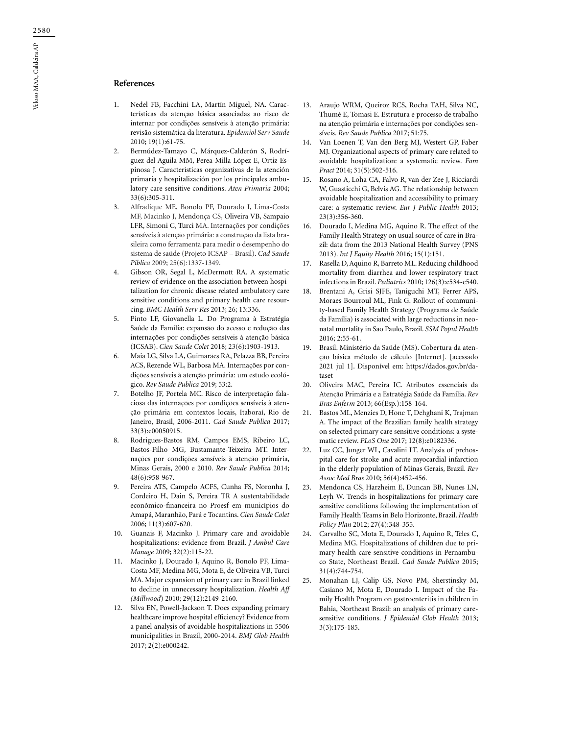## References

1. Nedel FB, Facchini LA, Martín Miguel, NA. Características da atenção básica associadas ao risco de internar por condições sensíveis à atenção primária: revisão sistemática da literatura. *Epidemiol Serv Saude* 2010; 19(1):61-75.
2. Bermúdez-Tamayo C, Márquez-Calderón S, Rodríguez del Aguila MM, Perea-Milla López E, Ortiz Espinosa J. Características organizativas de la atención primaria y hospitalización por los principales ambulatory care sensitive conditions. *Aten Primaria* 2004; 33(6):305-311.
3. Alfradique ME, Bonolo PF, Dourado I, Lima-Costa MF, Macinko J, Mendonça CS, Oliveira VB, Sampaio LFR, Simoni C, Turci MA. Internações por condições sensíveis à atenção primária: a construção da lista brasileira como ferramenta para medir o desempenho do sistema de saúde (Projeto ICSAP – Brasil). *Cad Saude Piblica* 2009; 25(6):1337-1349.
4. Gibson OR, Segal L, McDermott RA. A systematic review of evidence on the association between hospitalization for chronic disease related ambulatory care sensitive conditions and primary health care resourcing. *BMC Health Serv Res* 2013; 26; 13:336.
5. Pinto LF, Giovanella L. Do Programa à Estratégia Saúde da Família: expansão do acesso e redução das internações por condições sensíveis à atenção básica (ICSAB). *Cien Saude Colet* 2018; 23(6):1903-1913.
6. Maia LG, Silva LA, Guimarães RA, Pelazza BB, Pereira ACS, Rezende WL, Barbosa MA. Internações por condições sensíveis à atenção primária: um estudo ecológico. *Rev Saude Publica* 2019; 53:2.
7. Botelho JF, Portela MC. Risco de interpretação falaciosa das internações por condições sensíveis à atenção primária em contextos locais, Itaboraí, Rio de Janeiro, Brasil, 2006-2011. *Cad Saude Publica* 2017; 33(3):e00050915.
8. Rodrigues-Bastos RM, Campos EMS, Ribeiro LC, Bastos-Filho MG, Bustamante-Teixeira MT. Internações por condições sensíveis à atenção primária, Minas Gerais, 2000 e 2010. *Rev Saude Publica* 2014; 48(6):958-967.
9. Pereira ATS, Campelo ACFS, Cunha FS, Noronha J, Cordeiro H, Dain S, Pereira TR A sustentabilidade econômico-financeira no Proesf em municípios do Amapá, Maranhão, Pará e Tocantins. *Cien Saude Colet* 2006; 11(3):607-620.
10. Guanais F, Macinko J. Primary care and avoidable hospitalizations: evidence from Brazil. *J Ambul Care Manage* 2009; 32(2):115-22.
11. Macinko J, Dourado I, Aquino R, Bonolo PF, Lima-Costa MF, Medina MG, Mota E, de Oliveira VB, Turci MA. Major expansion of primary care in Brazil linked to decline in unnecessary hospitalization. *Health Aff (Millwood)* 2010; 29(12):2149-2160.
12. Silva EN, Powell-Jackson T. Does expanding primary healthcare improve hospital efficiency? Evidence from a panel analysis of avoidable hospitalizations in 5506 municipalities in Brazil, 2000-2014. *BMJ Glob Health* 2017; 2(2):e000242.
13. Araujo WRM, Queiroz RCS, Rocha TAH, Silva NC, Thumé E, Tomasi E. Estrutura e processo de trabalho na atenção primária e internações por condições sensíveis. *Rev Saude Publica* 2017; 51:75.
14. Van Loenen T, Van den Berg MJ, Westert GP, Faber MJ. Organizational aspects of primary care related to avoidable hospitalization: a systematic review. *Fam Pract* 2014; 31(5):502-516.
15. Rosano A, Loha CA, Falvo R, van der Zee J, Ricciardi W, Guasticchi G, Belvis AG. The relationship between avoidable hospitalization and accessibility to primary care: a systematic review. *Eur J Public Health* 2013; 23(3):356-360.
16. Dourado I, Medina MG, Aquino R. The effect of the Family Health Strategy on usual source of care in Brazil: data from the 2013 National Health Survey (PNS 2013). *Int J Equity Health* 2016; 15(1):151.
17. Rasella D, Aquino R, Barreto ML. Reducing childhood mortality from diarrhea and lower respiratory tract infections in Brazil. *Pediatrics* 2010; 126(3):e534-e540.
18. Brentani A, Grisi SJFE, Taniguchi MT, Ferrer APS, Moraes Bourroul ML, Fink G. Rollout of community-based Family Health Strategy (Programa de Saúde da Família) is associated with large reductions in neonatal mortality in Sao Paulo, Brazil. *SSM Popul Health* 2016; 2:55-61.
19. Brasil. Ministério da Saúde (MS). Cobertura da atenção básica método de cálculo [Internet]. [acessado 2021 jul 1]. Disponível em: https://dados.gov.br/dataset
20. Oliveira MAC, Pereira IC. Atributos essenciais da Atenção Primária e a Estratégia Saúde da Família. *Rev Bras Enferm* 2013; 66(Esp.):158-164.
21. Bastos ML, Menzies D, Hone T, Dehghani K, Trajman A. The impact of the Brazilian family health strategy on selected primary care sensitive conditions: a systematic review. *PLoS One* 2017; 12(8):e0182336.
22. Luz CC, Junger WL, Cavalini LT. Analysis of prehospital care for stroke and acute myocardial infarction in the elderly population of Minas Gerais, Brazil. *Rev Assoc Med Bras* 2010; 56(4):452-456.
23. Mendonca CS, Harzheim E, Duncan BB, Nunes LN, Leyh W. Trends in hospitalizations for primary care sensitive conditions following the implementation of Family Health Teams in Belo Horizonte, Brazil. *Health Policy Plan* 2012; 27(4):348-355.
24. Carvalho SC, Mota E, Dourado I, Aquino R, Teles C, Medina MG. Hospitalizations of children due to primary health care sensitive conditions in Pernambuco State, Northeast Brazil. *Cad Saude Publica* 2015; 31(4):744-754.
25. Monahan LJ, Calip GS, Novo PM, Sherstinsky M, Casiano M, Mota E, Dourado I. Impact of the Family Health Program on gastroenteritis in children in Bahia, Northeast Brazil: an analysis of primary care-sensitive conditions. *J Epidemiol Glob Health* 2013; 3(3):175-185.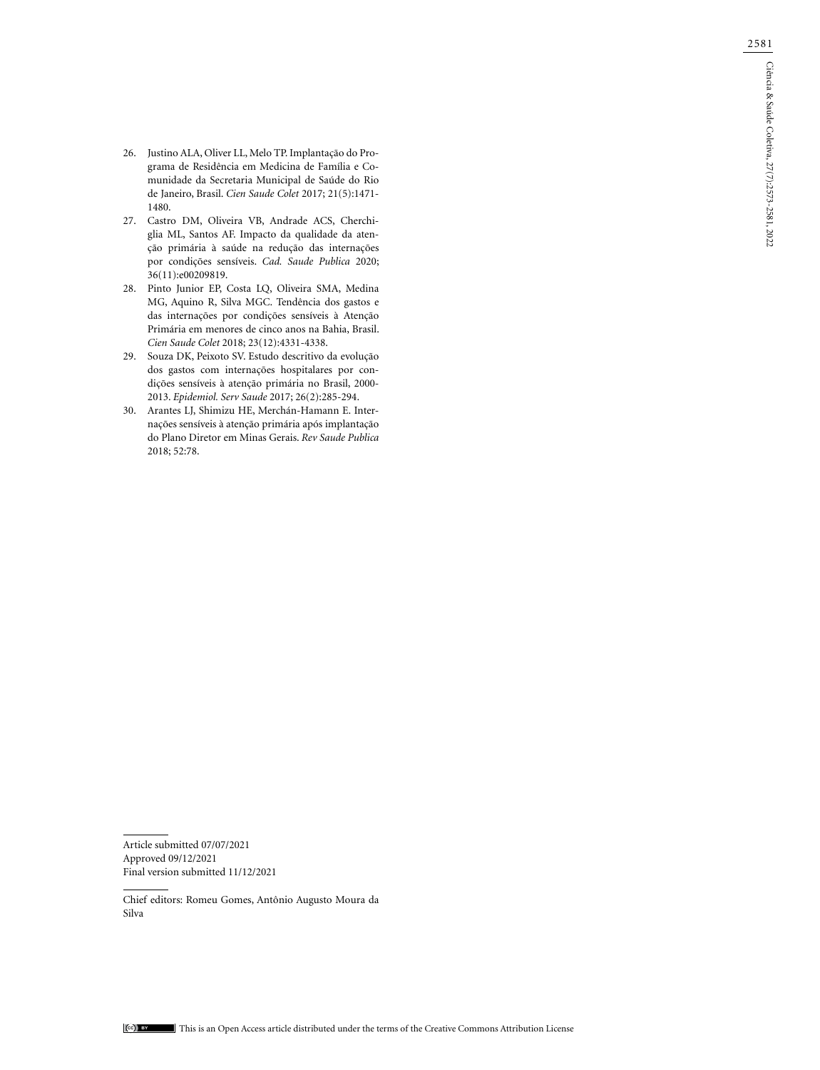26. Justino ALA, Oliver LL, Melo TP. Implantação do Programa de Residência em Medicina de Família e Comunidade da Secretaria Municipal de Saúde do Rio de Janeiro, Brasil. *Cien Saude Colet* 2017; 21(5):1471-1480.
27. Castro DM, Oliveira VB, Andrade ACS, Cherchiglia ML, Santos AF. Impacto da qualidade da atenção primária à saúde na redução das internações por condições sensíveis. *Cad. Saude Publica* 2020; 36(11):e00209819.
28. Pinto Junior EP, Costa LQ, Oliveira SMA, Medina MG, Aquino R, Silva MGC. Tendência dos gastos e das internações por condições sensíveis à Atenção Primária em menores de cinco anos na Bahia, Brasil. *Cien Saude Colet* 2018; 23(12):4331-4338.
29. Souza DK, Peixoto SV. Estudo descritivo da evolução dos gastos com internações hospitalares por condições sensíveis à atenção primária no Brasil, 2000-2013. *Epidemiol. Serv Saude* 2017; 26(2):285-294.
30. Arantes LJ, Shimizu HE, Merchán-Hamann E. Internações sensíveis à atenção primária após implantação do Plano Diretor em Minas Gerais. *Rev Saude Publica* 2018; 52:78.

Article submitted 07/07/2021
Approved 09/12/2021
Final version submitted 11/12/2021

Chief editors: Romeu Gomes, Antônio Augusto Moura da Silva

This is an Open Access article distributed under the terms of the Creative Commons Attribution License